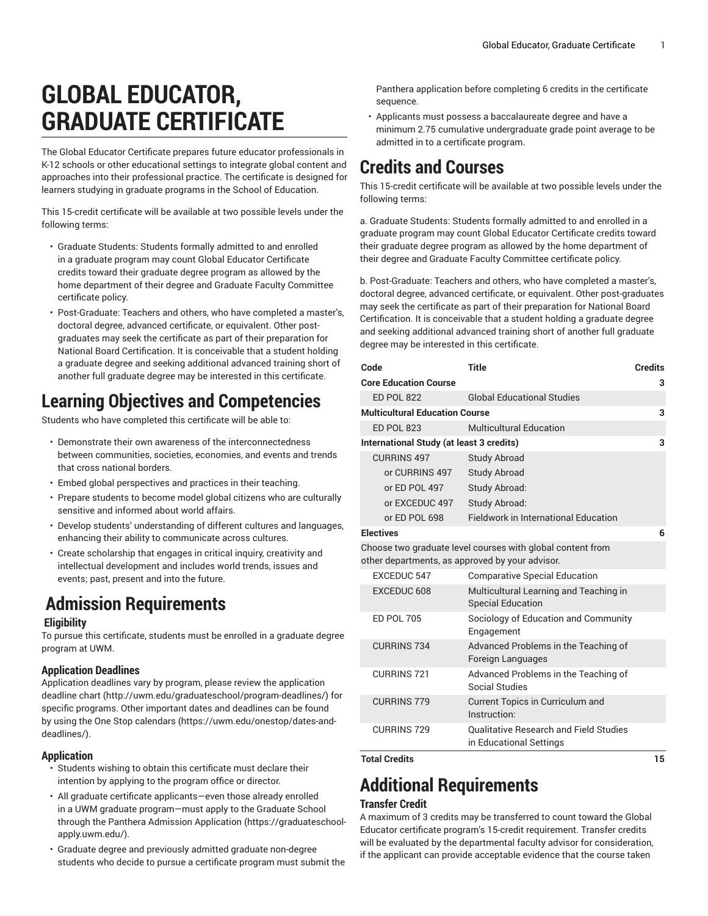# GLOBAL EDUCATOR, GRADUATE CERTIFICATE

The Global Educator Certificate prepares future educator professionals in K-12 schools or other educational settings to integrate global content and approaches into their professional practice. The certificate is designed for learners studying in graduate programs in the School of Education.

This 15-credit certificate will be available at two possible levels under the following terms:

- Graduate Students: Students formally admitted to and enrolled in a graduate program may count Global Educator Certificate credits toward their graduate degree program as allowed by the home department of their degree and Graduate Faculty Committee certificate policy.
- Post-Graduate: Teachers and others, who have completed a master's, doctoral degree, advanced certificate, or equivalent. Other post-graduates may seek the certificate as part of their preparation for National Board Certification. It is conceivable that a student holding a graduate degree and seeking additional advanced training short of another full graduate degree may be interested in this certificate.

## Learning Objectives and Competencies

Students who have completed this certificate will be able to:

- Demonstrate their own awareness of the interconnectedness between communities, societies, economies, and events and trends that cross national borders.
- Embed global perspectives and practices in their teaching.
- Prepare students to become model global citizens who are culturally sensitive and informed about world affairs.
- Develop students' understanding of different cultures and languages, enhancing their ability to communicate across cultures.
- Create scholarship that engages in critical inquiry, creativity and intellectual development and includes world trends, issues and events; past, present and into the future.

## Admission Requirements

### Eligibility

To pursue this certificate, students must be enrolled in a graduate degree program at UWM.

### Application Deadlines

Application deadlines vary by program, please review the application deadline chart (http://uwm.edu/graduateschool/program-deadlines/) for specific programs. Other important dates and deadlines can be found by using the One Stop calendars (https://uwm.edu/onestop/dates-and-deadlines/).

### Application

- Students wishing to obtain this certificate must declare their intention by applying to the program office or director.
- All graduate certificate applicants—even those already enrolled in a UWM graduate program—must apply to the Graduate School through the Panthera Admission Application (https://graduateschool-apply.uwm.edu/).
- Graduate degree and previously admitted graduate non-degree students who decide to pursue a certificate program must submit the Panthera application before completing 6 credits in the certificate sequence.
- Applicants must possess a baccalaureate degree and have a minimum 2.75 cumulative undergraduate grade point average to be admitted in to a certificate program.

## Credits and Courses

This 15-credit certificate will be available at two possible levels under the following terms:

a. Graduate Students: Students formally admitted to and enrolled in a graduate program may count Global Educator Certificate credits toward their graduate degree program as allowed by the home department of their degree and Graduate Faculty Committee certificate policy.

b. Post-Graduate: Teachers and others, who have completed a master's, doctoral degree, advanced certificate, or equivalent. Other post-graduates may seek the certificate as part of their preparation for National Board Certification. It is conceivable that a student holding a graduate degree and seeking additional advanced training short of another full graduate degree may be interested in this certificate.

| Code | Title | Credits |
|---|---|---|
| **Core Education Course** | | **3** |
| ED POL 822 | Global Educational Studies | |
| **Multicultural Education Course** | | **3** |
| ED POL 823 | Multicultural Education | |
| **International Study (at least 3 credits)** | | **3** |
| CURRINS 497 | Study Abroad | |
| or CURRINS 497 | Study Abroad | |
| or ED POL 497 | Study Abroad: | |
| or EXCEDUC 497 | Study Abroad: | |
| or ED POL 698 | Fieldwork in International Education | |
| **Electives** | | **6** |
| Choose two graduate level courses with global content from other departments, as approved by your advisor. | | |
| EXCEDUC 547 | Comparative Special Education | |
| EXCEDUC 608 | Multicultural Learning and Teaching in Special Education | |
| ED POL 705 | Sociology of Education and Community Engagement | |
| CURRINS 734 | Advanced Problems in the Teaching of Foreign Languages | |
| CURRINS 721 | Advanced Problems in the Teaching of Social Studies | |
| CURRINS 779 | Current Topics in Curriculum and Instruction: | |
| CURRINS 729 | Qualitative Research and Field Studies in Educational Settings | |
| **Total Credits** | | **15** |

## Additional Requirements

### Transfer Credit

A maximum of 3 credits may be transferred to count toward the Global Educator certificate program's 15-credit requirement. Transfer credits will be evaluated by the departmental faculty advisor for consideration, if the applicant can provide acceptable evidence that the course taken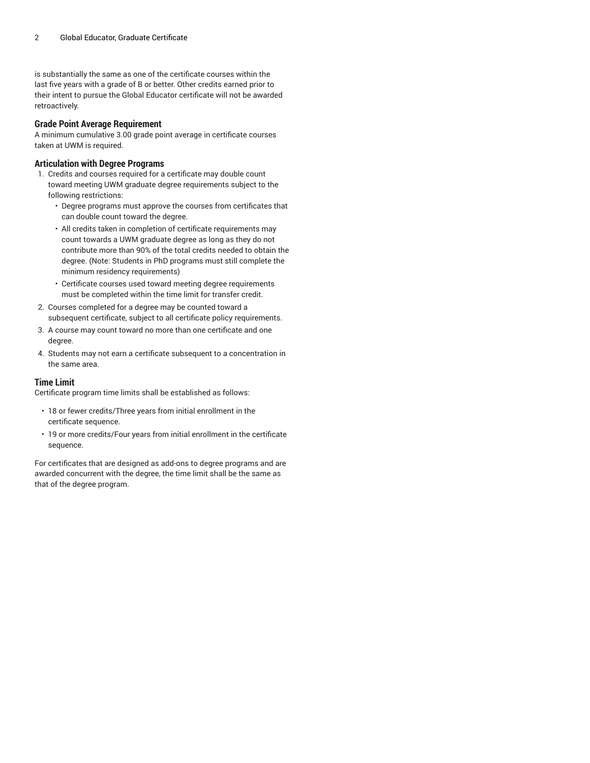is substantially the same as one of the certificate courses within the last five years with a grade of B or better. Other credits earned prior to their intent to pursue the Global Educator certificate will not be awarded retroactively.

### Grade Point Average Requirement

A minimum cumulative 3.00 grade point average in certificate courses taken at UWM is required.

### Articulation with Degree Programs

1. Credits and courses required for a certificate may double count toward meeting UWM graduate degree requirements subject to the following restrictions:
   - Degree programs must approve the courses from certificates that can double count toward the degree.
   - All credits taken in completion of certificate requirements may count towards a UWM graduate degree as long as they do not contribute more than 90% of the total credits needed to obtain the degree. (Note: Students in PhD programs must still complete the minimum residency requirements)
   - Certificate courses used toward meeting degree requirements must be completed within the time limit for transfer credit.
2. Courses completed for a degree may be counted toward a subsequent certificate, subject to all certificate policy requirements.
3. A course may count toward no more than one certificate and one degree.
4. Students may not earn a certificate subsequent to a concentration in the same area.

### Time Limit

Certificate program time limits shall be established as follows:

- 18 or fewer credits/Three years from initial enrollment in the certificate sequence.
- 19 or more credits/Four years from initial enrollment in the certificate sequence.

For certificates that are designed as add-ons to degree programs and are awarded concurrent with the degree, the time limit shall be the same as that of the degree program.